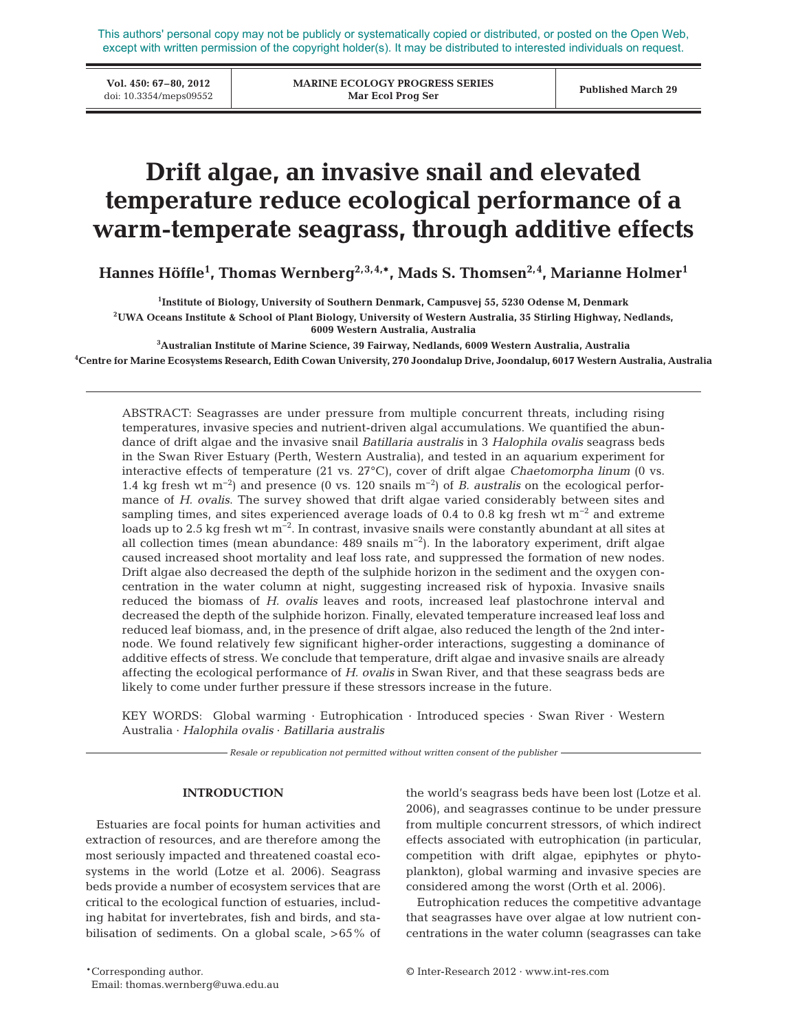This authors' personal copy may not be publicly or systematically copied or distributed, or posted on the Open Web, except with written permission of the copyright holder(s). It may be distributed to interested individuals on request.

# Drift algae, an invasive snail and elevated temperature reduce ecological performance of a warm-temperate seagrass, through additive effects

**Hannes Höffle[1], Thomas Wernberg[2,3,4,*], Mads S. Thomsen[2,4], Marianne Holmer[1]**

[1]Institute of Biology, University of Southern Denmark, Campusvej 55, 5230 Odense M, Denmark

[2]UWA Oceans Institute & School of Plant Biology, University of Western Australia, 35 Stirling Highway, Nedlands, 6009 Western Australia, Australia

[3]Australian Institute of Marine Science, 39 Fairway, Nedlands, 6009 Western Australia, Australia

[4]Centre for Marine Ecosystems Research, Edith Cowan University, 270 Joondalup Drive, Joondalup, 6017 Western Australia, Australia

ABSTRACT: Seagrasses are under pressure from multiple concurrent threats, including rising temperatures, invasive species and nutrient-driven algal accumulations. We quantified the abundance of drift algae and the invasive snail *Batillaria australis* in 3 *Halophila ovalis* seagrass beds in the Swan River Estuary (Perth, Western Australia), and tested in an aquarium experiment for interactive effects of temperature (21 vs. 27°C), cover of drift algae *Chaetomorpha linum* (0 vs. 1.4 kg fresh wt $m^{-2}$) and presence (0 vs. 120 snails $m^{-2}$) of *B. australis* on the ecological performance of *H. ovalis*. The survey showed that drift algae varied considerably between sites and sampling times, and sites experienced average loads of 0.4 to 0.8 kg fresh wt $m^{-2}$ and extreme loads up to 2.5 kg fresh wt $m^{-2}$. In contrast, invasive snails were constantly abundant at all sites at all collection times (mean abundance: 489 snails $m^{-2}$). In the laboratory experiment, drift algae caused increased shoot mortality and leaf loss rate, and suppressed the formation of new nodes. Drift algae also decreased the depth of the sulphide horizon in the sediment and the oxygen concentration in the water column at night, suggesting increased risk of hypoxia. Invasive snails reduced the biomass of *H. ovalis* leaves and roots, increased leaf plastochrone interval and decreased the depth of the sulphide horizon. Finally, elevated temperature increased leaf loss and reduced leaf biomass, and, in the presence of drift algae, also reduced the length of the 2nd internode. We found relatively few significant higher-order interactions, suggesting a dominance of additive effects of stress. We conclude that temperature, drift algae and invasive snails are already affecting the ecological performance of *H. ovalis* in Swan River, and that these seagrass beds are likely to come under further pressure if these stressors increase in the future.

KEY WORDS: Global warming · Eutrophication · Introduced species · Swan River · Western Australia · *Halophila ovalis* · *Batillaria australis*

*Resale or republication not permitted without written consent of the publisher*

## INTRODUCTION

Estuaries are focal points for human activities and extraction of resources, and are therefore among the most seriously impacted and threatened coastal ecosystems in the world (Lotze et al. 2006). Seagrass beds provide a number of ecosystem services that are critical to the ecological function of estuaries, including habitat for invertebrates, fish and birds, and stabilisation of sediments. On a global scale, >65% of the world's seagrass beds have been lost (Lotze et al. 2006), and seagrasses continue to be under pressure from multiple concurrent stressors, of which indirect effects associated with eutrophication (in particular, competition with drift algae, epiphytes or phytoplankton), global warming and invasive species are considered among the worst (Orth et al. 2006).

Eutrophication reduces the competitive advantage that seagrasses have over algae at low nutrient concentrations in the water column (seagrasses can take

*Corresponding author. Email: thomas.wernberg@uwa.edu.au

© Inter-Research 2012 · www.int-res.com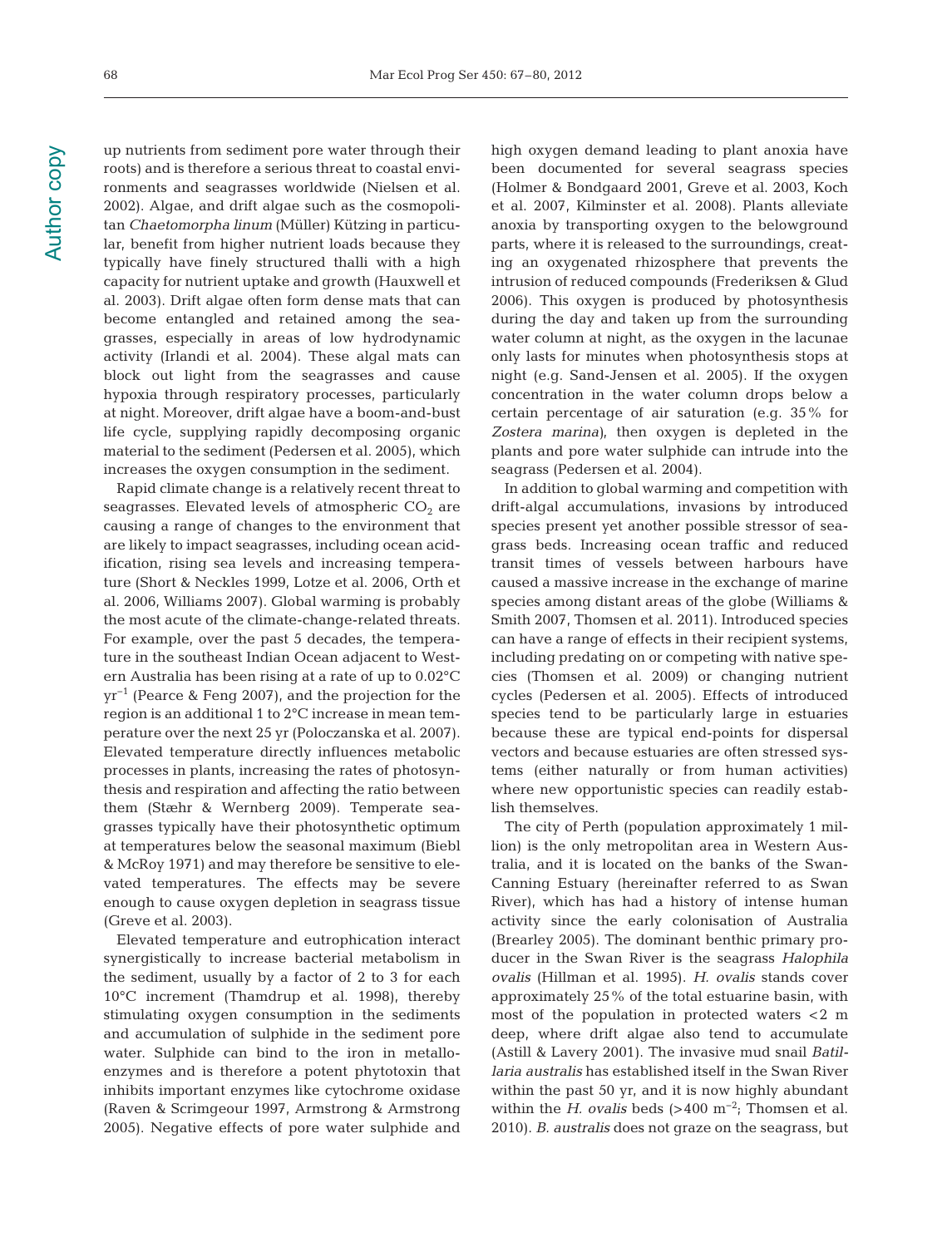up nutrients from sediment pore water through their roots) and is therefore a serious threat to coastal environments and seagrasses worldwide (Nielsen et al. 2002). Algae, and drift algae such as the cosmopolitan *Chaetomorpha linum* (Müller) Kützing in particular, benefit from higher nutrient loads because they typically have finely structured thalli with a high capacity for nutrient uptake and growth (Hauxwell et al. 2003). Drift algae often form dense mats that can become entangled and retained among the seagrasses, especially in areas of low hydrodynamic activity (Irlandi et al. 2004). These algal mats can block out light from the seagrasses and cause hypoxia through respiratory processes, particularly at night. Moreover, drift algae have a boom-and-bust life cycle, supplying rapidly decomposing organic material to the sediment (Pedersen et al. 2005), which increases the oxygen consumption in the sediment.

Rapid climate change is a relatively recent threat to seagrasses. Elevated levels of atmospheric $CO_2$ are causing a range of changes to the environment that are likely to impact seagrasses, including ocean acidification, rising sea levels and increasing temperature (Short & Neckles 1999, Lotze et al. 2006, Orth et al. 2006, Williams 2007). Global warming is probably the most acute of the climate-change-related threats. For example, over the past 5 decades, the temperature in the southeast Indian Ocean adjacent to Western Australia has been rising at a rate of up to 0.02°C $yr^{-1}$ (Pearce & Feng 2007), and the projection for the region is an additional 1 to 2°C increase in mean temperature over the next 25 yr (Poloczanska et al. 2007). Elevated temperature directly influences metabolic processes in plants, increasing the rates of photosynthesis and respiration and affecting the ratio between them (Stæhr & Wernberg 2009). Temperate seagrasses typically have their photosynthetic optimum at temperatures below the seasonal maximum (Biebl & McRoy 1971) and may therefore be sensitive to elevated temperatures. The effects may be severe enough to cause oxygen depletion in seagrass tissue (Greve et al. 2003).

Elevated temperature and eutrophication interact synergistically to increase bacterial metabolism in the sediment, usually by a factor of 2 to 3 for each 10°C increment (Thamdrup et al. 1998), thereby stimulating oxygen consumption in the sediments and accumulation of sulphide in the sediment pore water. Sulphide can bind to the iron in metalloenzymes and is therefore a potent phytotoxin that inhibits important enzymes like cytochrome oxidase (Raven & Scrimgeour 1997, Armstrong & Armstrong 2005). Negative effects of pore water sulphide and high oxygen demand leading to plant anoxia have been documented for several seagrass species (Holmer & Bondgaard 2001, Greve et al. 2003, Koch et al. 2007, Kilminster et al. 2008). Plants alleviate anoxia by transporting oxygen to the belowground parts, where it is released to the surroundings, creating an oxygenated rhizosphere that prevents the intrusion of reduced compounds (Frederiksen & Glud 2006). This oxygen is produced by photosynthesis during the day and taken up from the surrounding water column at night, as the oxygen in the lacunae only lasts for minutes when photosynthesis stops at night (e.g. Sand-Jensen et al. 2005). If the oxygen concentration in the water column drops below a certain percentage of air saturation (e.g. 35% for *Zostera marina*), then oxygen is depleted in the plants and pore water sulphide can intrude into the seagrass (Pedersen et al. 2004).

In addition to global warming and competition with drift-algal accumulations, invasions by introduced species present yet another possible stressor of seagrass beds. Increasing ocean traffic and reduced transit times of vessels between harbours have caused a massive increase in the exchange of marine species among distant areas of the globe (Williams & Smith 2007, Thomsen et al. 2011). Introduced species can have a range of effects in their recipient systems, including predating on or competing with native species (Thomsen et al. 2009) or changing nutrient cycles (Pedersen et al. 2005). Effects of introduced species tend to be particularly large in estuaries because these are typical end-points for dispersal vectors and because estuaries are often stressed systems (either naturally or from human activities) where new opportunistic species can readily establish themselves.

The city of Perth (population approximately 1 million) is the only metropolitan area in Western Australia, and it is located on the banks of the Swan-Canning Estuary (hereinafter referred to as Swan River), which has had a history of intense human activity since the early colonisation of Australia (Brearley 2005). The dominant benthic primary producer in the Swan River is the seagrass *Halophila ovalis* (Hillman et al. 1995). *H. ovalis* stands cover approximately 25% of the total estuarine basin, with most of the population in protected waters <2 m deep, where drift algae also tend to accumulate (Astill & Lavery 2001). The invasive mud snail *Batillaria australis* has established itself in the Swan River within the past 50 yr, and it is now highly abundant within the *H. ovalis* beds (>400 $m^{-2}$; Thomsen et al. 2010). *B. australis* does not graze on the seagrass, but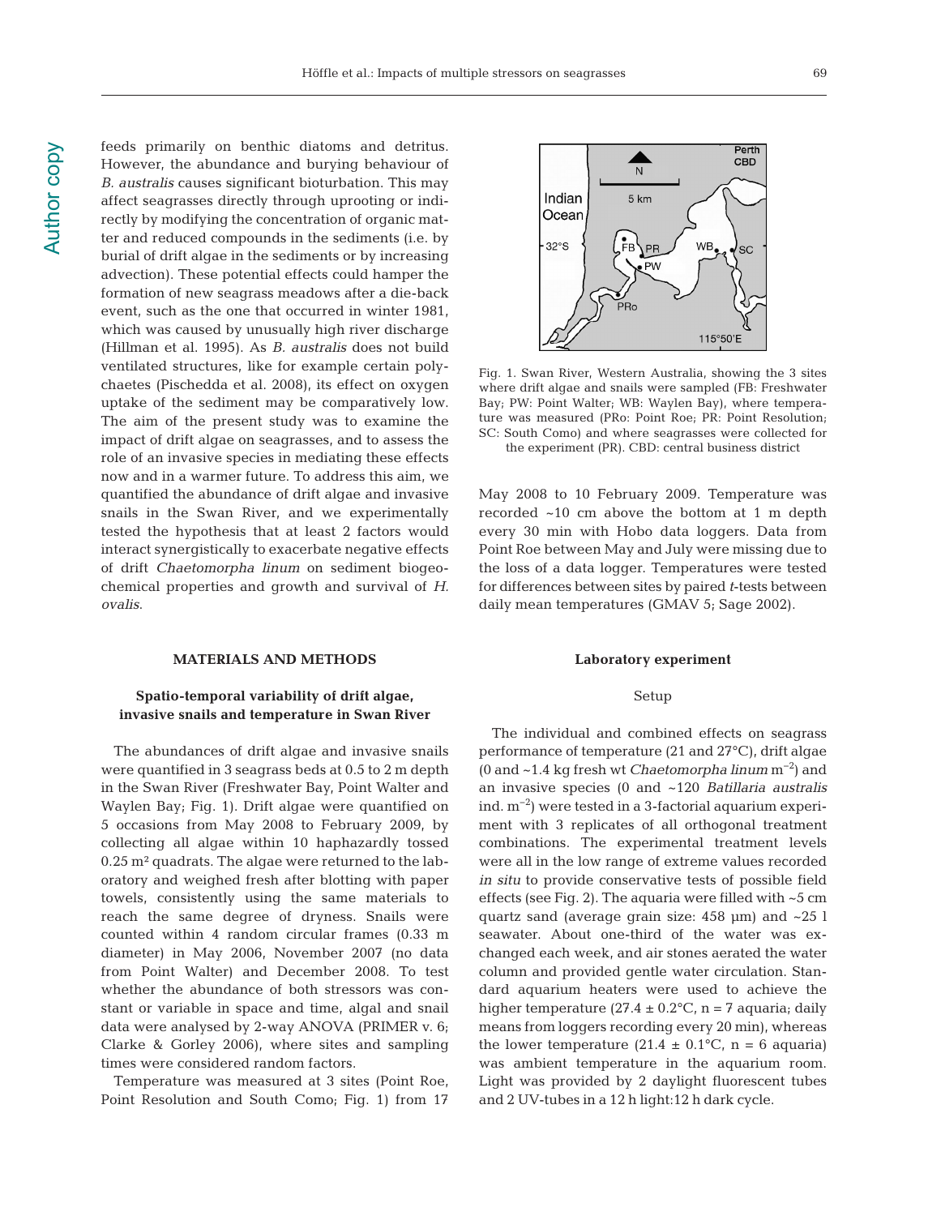feeds primarily on benthic diatoms and detritus. However, the abundance and burying behaviour of *B. australis* causes significant bioturbation. This may affect seagrasses directly through uprooting or indirectly by modifying the concentration of organic matter and reduced compounds in the sediments (i.e. by burial of drift algae in the sediments or by increasing advection). These potential effects could hamper the formation of new seagrass meadows after a die-back event, such as the one that occurred in winter 1981, which was caused by unusually high river discharge (Hillman et al. 1995). As *B. australis* does not build ventilated structures, like for example certain polychaetes (Pischedda et al. 2008), its effect on oxygen uptake of the sediment may be comparatively low. The aim of the present study was to examine the impact of drift algae on seagrasses, and to assess the role of an invasive species in mediating these effects now and in a warmer future. To address this aim, we quantified the abundance of drift algae and invasive snails in the Swan River, and we experimentally tested the hypothesis that at least 2 factors would interact synergistically to exacerbate negative effects of drift *Chaetomorpha linum* on sediment biogeochemical properties and growth and survival of *H. ovalis*.

## MATERIALS AND METHODS

### Spatio-temporal variability of drift algae, invasive snails and temperature in Swan River

The abundances of drift algae and invasive snails were quantified in 3 seagrass beds at 0.5 to 2 m depth in the Swan River (Freshwater Bay, Point Walter and Waylen Bay; Fig. 1). Drift algae were quantified on 5 occasions from May 2008 to February 2009, by collecting all algae within 10 haphazardly tossed 0.25 m² quadrats. The algae were returned to the laboratory and weighed fresh after blotting with paper towels, consistently using the same materials to reach the same degree of dryness. Snails were counted within 4 random circular frames (0.33 m diameter) in May 2006, November 2007 (no data from Point Walter) and December 2008. To test whether the abundance of both stressors was constant or variable in space and time, algal and snail data were analysed by 2-way ANOVA (PRIMER v. 6; Clarke & Gorley 2006), where sites and sampling times were considered random factors.

Temperature was measured at 3 sites (Point Roe, Point Resolution and South Como; Fig. 1) from 17 May 2008 to 10 February 2009. Temperature was recorded ~10 cm above the bottom at 1 m depth every 30 min with Hobo data loggers. Data from Point Roe between May and July were missing due to the loss of a data logger. Temperatures were tested for differences between sites by paired *t*-tests between daily mean temperatures (GMAV 5; Sage 2002).

Fig. 1. Swan River, Western Australia, showing the 3 sites where drift algae and snails were sampled (FB: Freshwater Bay; PW: Point Walter; WB: Waylen Bay), where temperature was measured (PRo: Point Roe; PR: Point Resolution; SC: South Como) and where seagrasses were collected for the experiment (PR). CBD: central business district

### Laboratory experiment

#### Setup

The individual and combined effects on seagrass performance of temperature (21 and 27°C), drift algae (0 and ~1.4 kg fresh wt *Chaetomorpha linum* $m^{-2}$) and an invasive species (0 and ~120 *Batillaria australis* ind. $m^{-2}$) were tested in a 3-factorial aquarium experiment with 3 replicates of all orthogonal treatment combinations. The experimental treatment levels were all in the low range of extreme values recorded *in situ* to provide conservative tests of possible field effects (see Fig. 2). The aquaria were filled with ~5 cm quartz sand (average grain size: 458 µm) and ~25 l seawater. About one-third of the water was exchanged each week, and air stones aerated the water column and provided gentle water circulation. Standard aquarium heaters were used to achieve the higher temperature (27.4 ± 0.2°C, n = 7 aquaria; daily means from loggers recording every 20 min), whereas the lower temperature (21.4 ± 0.1°C, n = 6 aquaria) was ambient temperature in the aquarium room. Light was provided by 2 daylight fluorescent tubes and 2 UV-tubes in a 12 h light:12 h dark cycle.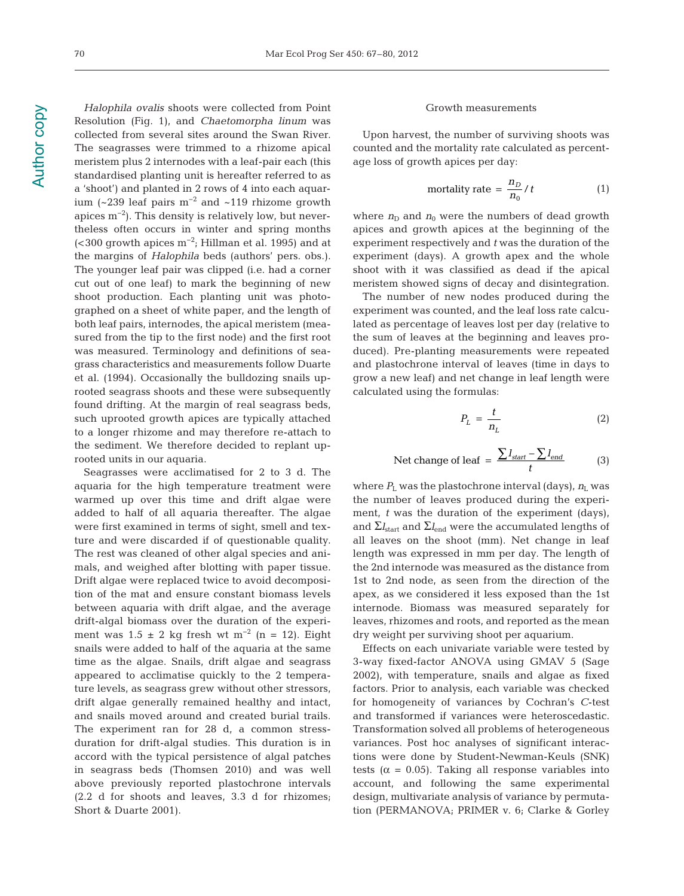*Halophila ovalis* shoots were collected from Point Resolution (Fig. 1), and *Chaetomorpha linum* was collected from several sites around the Swan River. The seagrasses were trimmed to a rhizome apical meristem plus 2 internodes with a leaf-pair each (this standardised planting unit is hereafter referred to as a 'shoot') and planted in 2 rows of 4 into each aquarium (~239 leaf pairs $m^{-2}$ and ~119 rhizome growth apices $m^{-2}$). This density is relatively low, but nevertheless often occurs in winter and spring months (<300 growth apices $m^{-2}$; Hillman et al. 1995) and at the margins of *Halophila* beds (authors' pers. obs.). The younger leaf pair was clipped (i.e. had a corner cut out of one leaf) to mark the beginning of new shoot production. Each planting unit was photographed on a sheet of white paper, and the length of both leaf pairs, internodes, the apical meristem (measured from the tip to the first node) and the first root was measured. Terminology and definitions of seagrass characteristics and measurements follow Duarte et al. (1994). Occasionally the bulldozing snails uprooted seagrass shoots and these were subsequently found drifting. At the margin of real seagrass beds, such uprooted growth apices are typically attached to a longer rhizome and may therefore re-attach to the sediment. We therefore decided to replant uprooted units in our aquaria.

Seagrasses were acclimatised for 2 to 3 d. The aquaria for the high temperature treatment were warmed up over this time and drift algae were added to half of all aquaria thereafter. The algae were first examined in terms of sight, smell and texture and were discarded if of questionable quality. The rest was cleaned of other algal species and animals, and weighed after blotting with paper tissue. Drift algae were replaced twice to avoid decomposition of the mat and ensure constant biomass levels between aquaria with drift algae, and the average drift-algal biomass over the duration of the experiment was 1.5 ± 2 kg fresh wt $m^{-2}$ (n = 12). Eight snails were added to half of the aquaria at the same time as the algae. Snails, drift algae and seagrass appeared to acclimatise quickly to the 2 temperature levels, as seagrass grew without other stressors, drift algae generally remained healthy and intact, and snails moved around and created burial trails. The experiment ran for 28 d, a common stress-duration for drift-algal studies. This duration is in accord with the typical persistence of algal patches in seagrass beds (Thomsen 2010) and was well above previously reported plastochrone intervals (2.2 d for shoots and leaves, 3.3 d for rhizomes; Short & Duarte 2001).

### Growth measurements

Upon harvest, the number of surviving shoots was counted and the mortality rate calculated as percentage loss of growth apices per day:

$$\text{mortality rate} = \frac{n_D}{n_0}/t \qquad (1)$$

where $n_D$ and $n_0$ were the numbers of dead growth apices and growth apices at the beginning of the experiment respectively and $t$ was the duration of the experiment (days). A growth apex and the whole shoot with it was classified as dead if the apical meristem showed signs of decay and disintegration.

The number of new nodes produced during the experiment was counted, and the leaf loss rate calculated as percentage of leaves lost per day (relative to the sum of leaves at the beginning and leaves produced). Pre-planting measurements were repeated and plastochrone interval of leaves (time in days to grow a new leaf) and net change in leaf length were calculated using the formulas:

$$P_L = \frac{t}{n_L} \qquad (2)$$

$$\text{Net change of leaf} = \frac{\sum l_{start} - \sum l_{end}}{t} \qquad (3)$$

where $P_L$ was the plastochrone interval (days), $n_L$ was the number of leaves produced during the experiment, $t$ was the duration of the experiment (days), and $\Sigma l_{start}$ and $\Sigma l_{end}$ were the accumulated lengths of all leaves on the shoot (mm). Net change in leaf length was expressed in mm per day. The length of the 2nd internode was measured as the distance from 1st to 2nd node, as seen from the direction of the apex, as we considered it less exposed than the 1st internode. Biomass was measured separately for leaves, rhizomes and roots, and reported as the mean dry weight per surviving shoot per aquarium.

Effects on each univariate variable were tested by 3-way fixed-factor ANOVA using GMAV 5 (Sage 2002), with temperature, snails and algae as fixed factors. Prior to analysis, each variable was checked for homogeneity of variances by Cochran's *C*-test and transformed if variances were heteroscedastic. Transformation solved all problems of heterogeneous variances. Post hoc analyses of significant interactions were done by Student-Newman-Keuls (SNK) tests ($\alpha$ = 0.05). Taking all response variables into account, and following the same experimental design, multivariate analysis of variance by permutation (PERMANOVA; PRIMER v. 6; Clarke & Gorley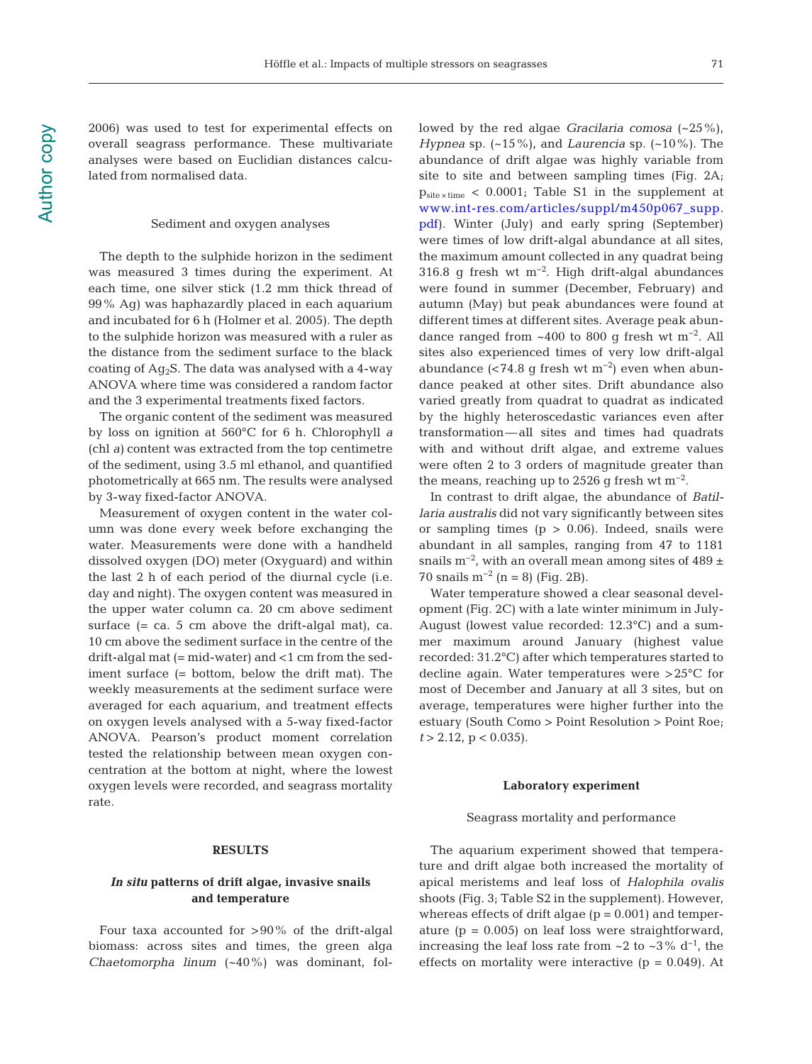2006) was used to test for experimental effects on overall seagrass performance. These multivariate analyses were based on Euclidian distances calculated from normalised data.

### Sediment and oxygen analyses

The depth to the sulphide horizon in the sediment was measured 3 times during the experiment. At each time, one silver stick (1.2 mm thick thread of 99% Ag) was haphazardly placed in each aquarium and incubated for 6 h (Holmer et al. 2005). The depth to the sulphide horizon was measured with a ruler as the distance from the sediment surface to the black coating of $Ag_2S$. The data was analysed with a 4-way ANOVA where time was considered a random factor and the 3 experimental treatments fixed factors.

The organic content of the sediment was measured by loss on ignition at 560°C for 6 h. Chlorophyll *a* (chl *a*) content was extracted from the top centimetre of the sediment, using 3.5 ml ethanol, and quantified photometrically at 665 nm. The results were analysed by 3-way fixed-factor ANOVA.

Measurement of oxygen content in the water column was done every week before exchanging the water. Measurements were done with a handheld dissolved oxygen (DO) meter (Oxyguard) and within the last 2 h of each period of the diurnal cycle (i.e. day and night). The oxygen content was measured in the upper water column ca. 20 cm above sediment surface (= ca. 5 cm above the drift-algal mat), ca. 10 cm above the sediment surface in the centre of the drift-algal mat (= mid-water) and <1 cm from the sediment surface (= bottom, below the drift mat). The weekly measurements at the sediment surface were averaged for each aquarium, and treatment effects on oxygen levels analysed with a 5-way fixed-factor ANOVA. Pearson's product moment correlation tested the relationship between mean oxygen concentration at the bottom at night, where the lowest oxygen levels were recorded, and seagrass mortality rate.

## RESULTS

### *In situ* patterns of drift algae, invasive snails and temperature

Four taxa accounted for >90% of the drift-algal biomass: across sites and times, the green alga *Chaetomorpha linum* (~40%) was dominant, followed by the red algae *Gracilaria comosa* (~25%), *Hypnea* sp. (~15%), and *Laurencia* sp. (~10%). The abundance of drift algae was highly variable from site to site and between sampling times (Fig. 2A; $p_{site \times time} < 0.0001$; Table S1 in the supplement at www.int-res.com/articles/suppl/m450p067_supp.pdf). Winter (July) and early spring (September) were times of low drift-algal abundance at all sites, the maximum amount collected in any quadrat being 316.8 g fresh wt $m^{-2}$. High drift-algal abundances were found in summer (December, February) and autumn (May) but peak abundances were found at different times at different sites. Average peak abundance ranged from ~400 to 800 g fresh wt $m^{-2}$. All sites also experienced times of very low drift-algal abundance (<74.8 g fresh wt $m^{-2}$) even when abundance peaked at other sites. Drift abundance also varied greatly from quadrat to quadrat as indicated by the highly heteroscedastic variances even after transformation—all sites and times had quadrats with and without drift algae, and extreme values were often 2 to 3 orders of magnitude greater than the means, reaching up to 2526 g fresh wt $m^{-2}$.

In contrast to drift algae, the abundance of *Batillaria australis* did not vary significantly between sites or sampling times ($p > 0.06$). Indeed, snails were abundant in all samples, ranging from 47 to 1181 snails $m^{-2}$, with an overall mean among sites of 489 ± 70 snails $m^{-2}$ (n = 8) (Fig. 2B).

Water temperature showed a clear seasonal development (Fig. 2C) with a late winter minimum in July-August (lowest value recorded: 12.3°C) and a summer maximum around January (highest value recorded: 31.2°C) after which temperatures started to decline again. Water temperatures were >25°C for most of December and January at all 3 sites, but on average, temperatures were higher further into the estuary (South Como > Point Resolution > Point Roe; $t > 2.12$, $p < 0.035$).

## Laboratory experiment

### Seagrass mortality and performance

The aquarium experiment showed that temperature and drift algae both increased the mortality of apical meristems and leaf loss of *Halophila ovalis* shoots (Fig. 3; Table S2 in the supplement). However, whereas effects of drift algae ($p = 0.001$) and temperature ($p = 0.005$) on leaf loss were straightforward, increasing the leaf loss rate from ~2 to ~3% $d^{-1}$, the effects on mortality were interactive ($p = 0.049$). At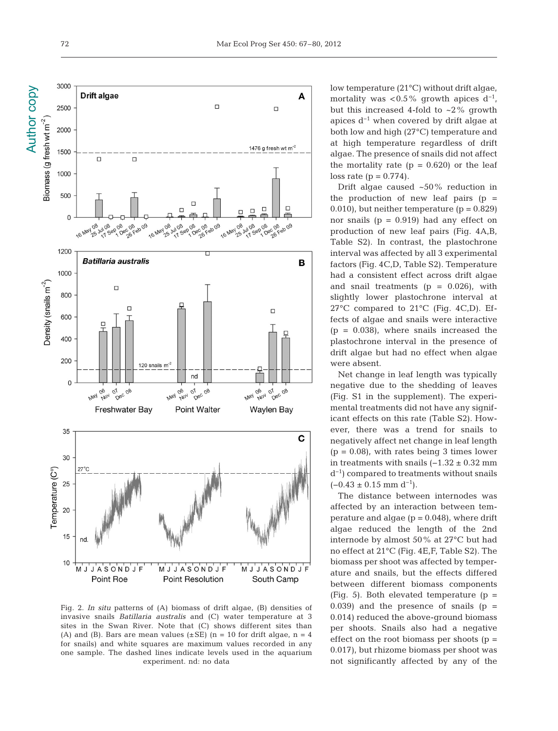Fig. 2. *In situ* patterns of (A) biomass of drift algae, (B) densities of invasive snails *Batillaria australis* and (C) water temperature at 3 sites in the Swan River. Note that (C) shows different sites than (A) and (B). Bars are mean values (±SE) (n = 10 for drift algae, n = 4 for snails) and white squares are maximum values recorded in any one sample. The dashed lines indicate levels used in the aquarium experiment. nd: no data

low temperature (21°C) without drift algae, mortality was <0.5% growth apices $d^{-1}$, but this increased 4-fold to ~2% growth apices $d^{-1}$ when covered by drift algae at both low and high (27°C) temperature and at high temperature regardless of drift algae. The presence of snails did not affect the mortality rate (p = 0.620) or the leaf loss rate (p = 0.774).

Drift algae caused ~50% reduction in the production of new leaf pairs (p = 0.010), but neither temperature (p = 0.829) nor snails (p = 0.919) had any effect on production of new leaf pairs (Fig. 4A,B, Table S2). In contrast, the plastochrone interval was affected by all 3 experimental factors (Fig. 4C,D, Table S2). Temperature had a consistent effect across drift algae and snail treatments (p = 0.026), with slightly lower plastochrone interval at 27°C compared to 21°C (Fig. 4C,D). Effects of algae and snails were interactive (p = 0.038), where snails increased the plastochrone interval in the presence of drift algae but had no effect when algae were absent.

Net change in leaf length was typically negative due to the shedding of leaves (Fig. S1 in the supplement). The experimental treatments did not have any significant effects on this rate (Table S2). However, there was a trend for snails to negatively affect net change in leaf length (p = 0.08), with rates being 3 times lower in treatments with snails (−1.32 ± 0.32 mm $d^{-1}$) compared to treatments without snails (−0.43 ± 0.15 mm $d^{-1}$).

The distance between internodes was affected by an interaction between temperature and algae (p = 0.048), where drift algae reduced the length of the 2nd internode by almost 50% at 27°C but had no effect at 21°C (Fig. 4E,F, Table S2). The biomass per shoot was affected by temperature and snails, but the effects differed between different biomass components (Fig. 5). Both elevated temperature (p = 0.039) and the presence of snails (p = 0.014) reduced the above-ground biomass per shoots. Snails also had a negative effect on the root biomass per shoots (p = 0.017), but rhizome biomass per shoot was not significantly affected by any of the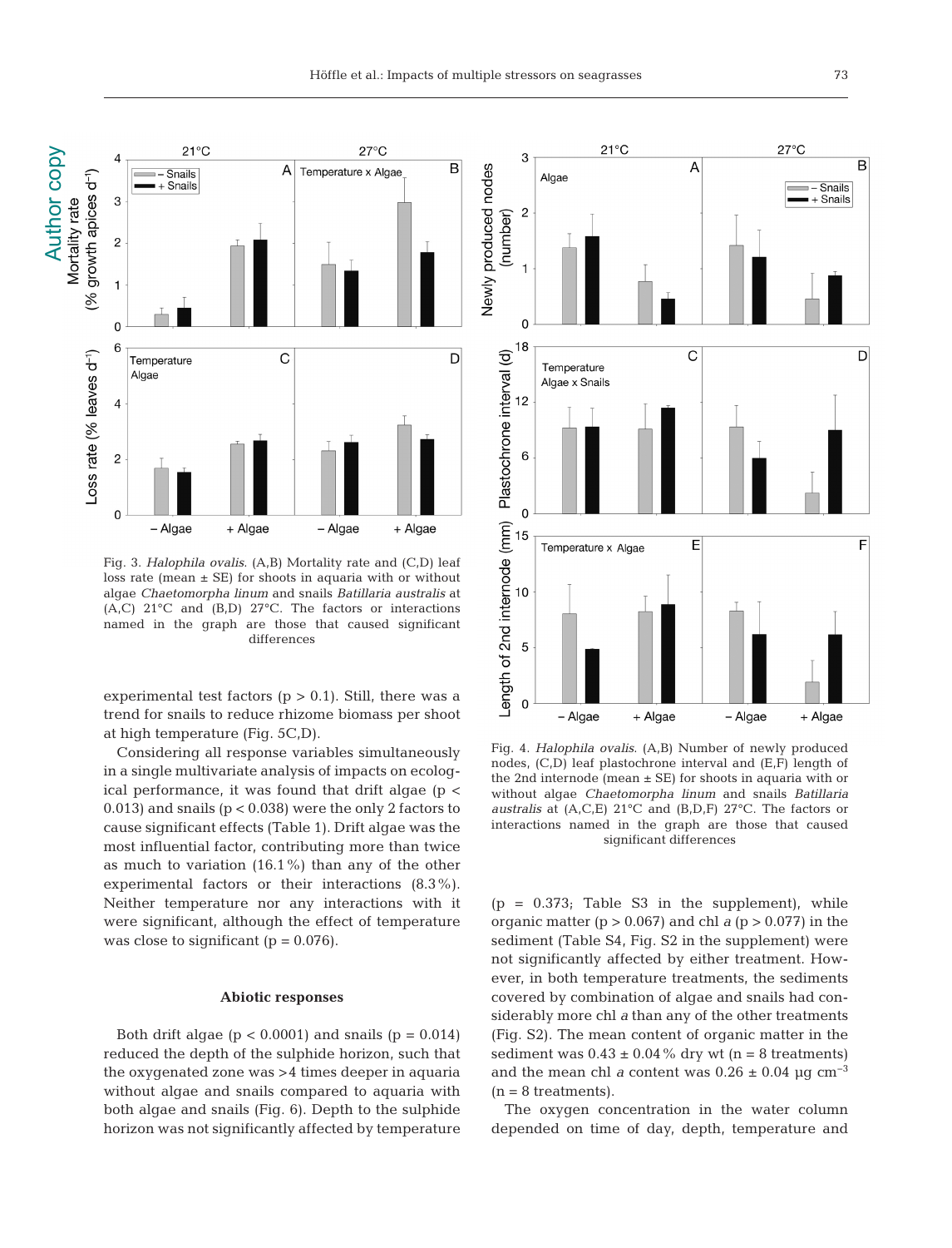Fig. 3. *Halophila ovalis.* (A,B) Mortality rate and (C,D) leaf loss rate (mean ± SE) for shoots in aquaria with or without algae *Chaetomorpha linum* and snails *Batillaria australis* at (A,C) 21°C and (B,D) 27°C. The factors or interactions named in the graph are those that caused significant differences

Fig. 4. *Halophila ovalis.* (A,B) Number of newly produced nodes, (C,D) leaf plastochrone interval and (E,F) length of the 2nd internode (mean ± SE) for shoots in aquaria with or without algae *Chaetomorpha linum* and snails *Batillaria australis* at (A,C,E) 21°C and (B,D,F) 27°C. The factors or interactions named in the graph are those that caused significant differences

experimental test factors ($p > 0.1$). Still, there was a trend for snails to reduce rhizome biomass per shoot at high temperature (Fig. 5C,D).

Considering all response variables simultaneously in a single multivariate analysis of impacts on ecological performance, it was found that drift algae ($p < 0.013$) and snails ($p < 0.038$) were the only 2 factors to cause significant effects (Table 1). Drift algae was the most influential factor, contributing more than twice as much to variation (16.1%) than any of the other experimental factors or their interactions (8.3%). Neither temperature nor any interactions with it were significant, although the effect of temperature was close to significant ($p = 0.076$).

### Abiotic responses

Both drift algae ($p < 0.0001$) and snails ($p = 0.014$) reduced the depth of the sulphide horizon, such that the oxygenated zone was >4 times deeper in aquaria without algae and snails compared to aquaria with both algae and snails (Fig. 6). Depth to the sulphide horizon was not significantly affected by temperature ($p = 0.373$; Table S3 in the supplement), while organic matter ($p > 0.067$) and chl *a* ($p > 0.077$) in the sediment (Table S4, Fig. S2 in the supplement) were not significantly affected by either treatment. However, in both temperature treatments, the sediments covered by combination of algae and snails had considerably more chl *a* than any of the other treatments (Fig. S2). The mean content of organic matter in the sediment was 0.43 ± 0.04% dry wt (n = 8 treatments) and the mean chl *a* content was 0.26 ± 0.04 µg $cm^{-3}$ (n = 8 treatments).

The oxygen concentration in the water column depended on time of day, depth, temperature and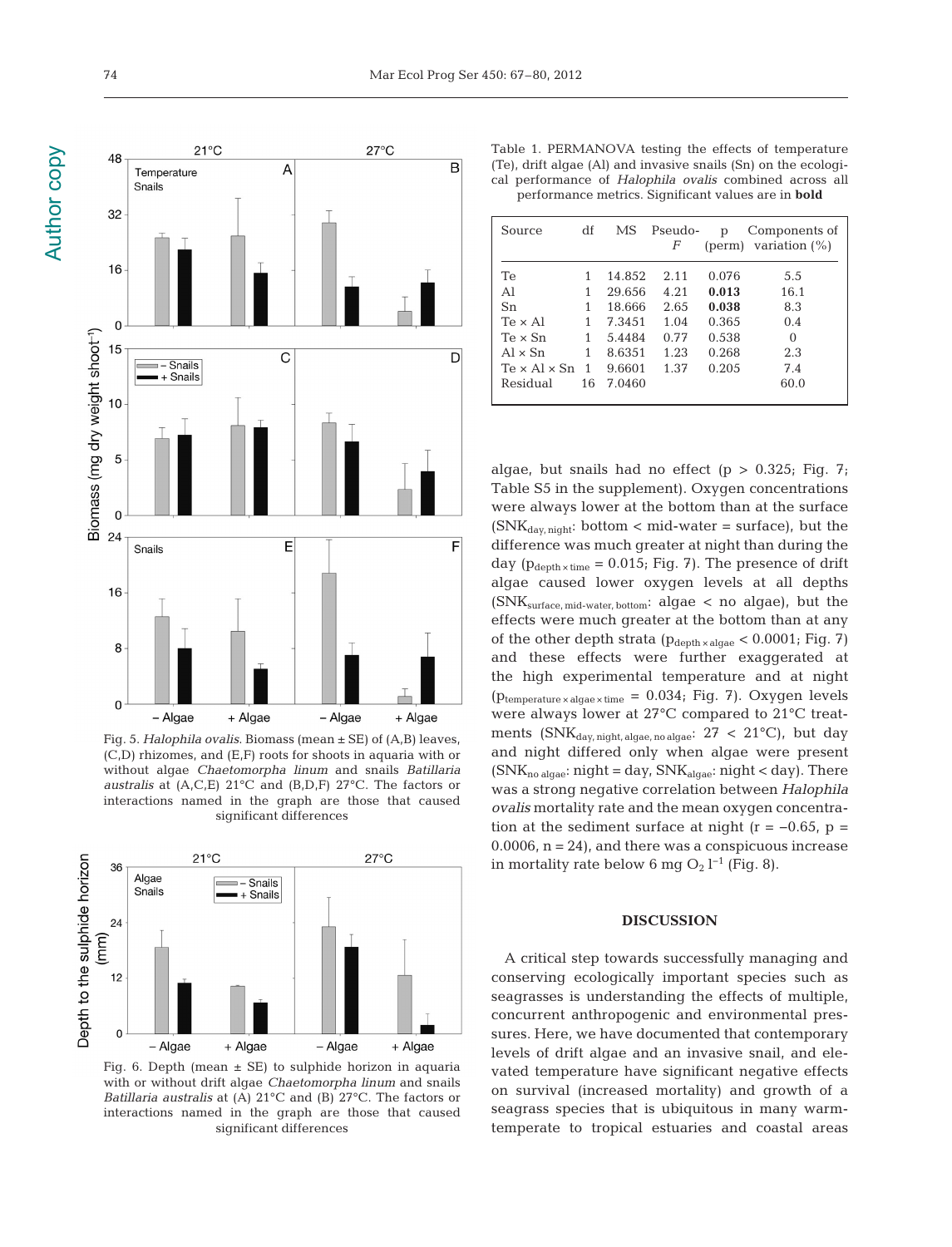Fig. 5. *Halophila ovalis*. Biomass (mean ± SE) of (A,B) leaves, (C,D) rhizomes, and (E,F) roots for shoots in aquaria with or without algae *Chaetomorpha linum* and snails *Batillaria australis* at (A,C,E) 21°C and (B,D,F) 27°C. The factors or interactions named in the graph are those that caused significant differences

Fig. 6. Depth (mean ± SE) to sulphide horizon in aquaria with or without drift algae *Chaetomorpha linum* and snails *Batillaria australis* at (A) 21°C and (B) 27°C. The factors or interactions named in the graph are those that caused significant differences

Table 1. PERMANOVA testing the effects of temperature (Te), drift algae (Al) and invasive snails (Sn) on the ecological performance of *Halophila ovalis* combined across all performance metrics. Significant values are in **bold**

| Source | df | MS | Pseudo-*F* | p (perm) | Components of variation (%) |
|---|---|---|---|---|---|
| Te | 1 | 14.852 | 2.11 | 0.076 | 5.5 |
| Al | 1 | 29.656 | 4.21 | **0.013** | 16.1 |
| Sn | 1 | 18.666 | 2.65 | **0.038** | 8.3 |
| Te × Al | 1 | 7.3451 | 1.04 | 0.365 | 0.4 |
| Te × Sn | 1 | 5.4484 | 0.77 | 0.538 | 0 |
| Al × Sn | 1 | 8.6351 | 1.23 | 0.268 | 2.3 |
| Te × Al × Sn | 1 | 9.6601 | 1.37 | 0.205 | 7.4 |
| Residual | 16 | 7.0460 | | | 60.0 |

algae, but snails had no effect ($p > 0.325$; Fig. 7; Table S5 in the supplement). Oxygen concentrations were always lower at the bottom than at the surface ($SNK_{day, night}$: bottom < mid-water = surface), but the difference was much greater at night than during the day ($p_{depth \times time} = 0.015$; Fig. 7). The presence of drift algae caused lower oxygen levels at all depths ($SNK_{surface, mid\text{-}water, bottom}$: algae < no algae), but the effects were much greater at the bottom than at any of the other depth strata ($p_{depth \times algae} < 0.0001$; Fig. 7) and these effects were further exaggerated at the high experimental temperature and at night ($p_{temperature \times algae \times time} = 0.034$; Fig. 7). Oxygen levels were always lower at 27°C compared to 21°C treatments ($SNK_{day, night, algae, no\ algae}$: 27 < 21°C), but day and night differed only when algae were present ($SNK_{no\ algae}$: night = day, $SNK_{algae}$: night < day). There was a strong negative correlation between *Halophila ovalis* mortality rate and the mean oxygen concentration at the sediment surface at night ($r = -0.65$, $p = 0.0006$, $n = 24$), and there was a conspicuous increase in mortality rate below 6 mg $O_2$ $l^{-1}$ (Fig. 8).

## DISCUSSION

A critical step towards successfully managing and conserving ecologically important species such as seagrasses is understanding the effects of multiple, concurrent anthropogenic and environmental pressures. Here, we have documented that contemporary levels of drift algae and an invasive snail, and elevated temperature have significant negative effects on survival (increased mortality) and growth of a seagrass species that is ubiquitous in many warm-temperate to tropical estuaries and coastal areas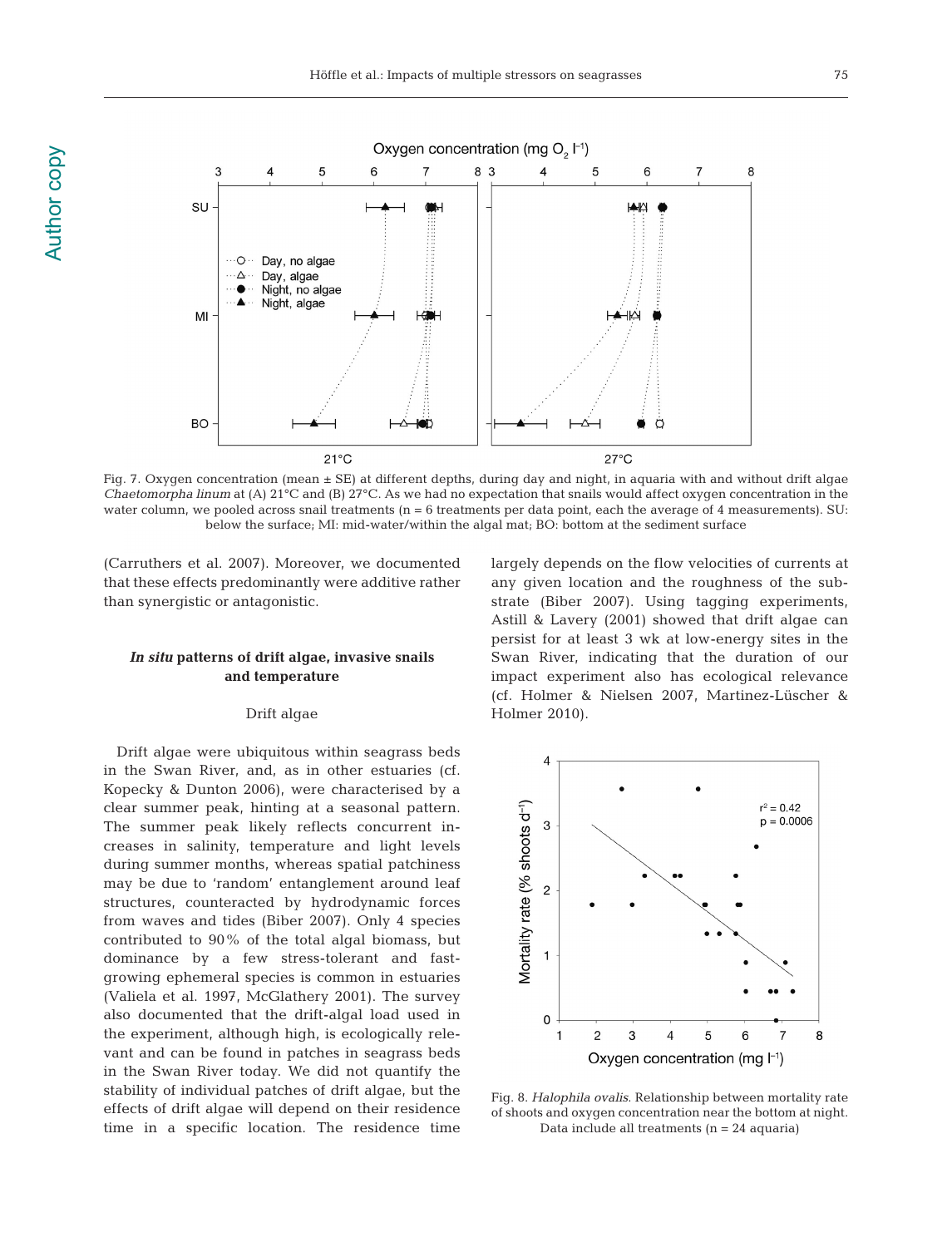Fig. 7. Oxygen concentration (mean ± SE) at different depths, during day and night, in aquaria with and without drift algae *Chaetomorpha linum* at (A) 21°C and (B) 27°C. As we had no expectation that snails would affect oxygen concentration in the water column, we pooled across snail treatments (n = 6 treatments per data point, each the average of 4 measurements). SU: below the surface; MI: mid-water/within the algal mat; BO: bottom at the sediment surface

(Carruthers et al. 2007). Moreover, we documented that these effects predominantly were additive rather than synergistic or antagonistic.

### *In situ* patterns of drift algae, invasive snails and temperature

#### Drift algae

Drift algae were ubiquitous within seagrass beds in the Swan River, and, as in other estuaries (cf. Kopecky & Dunton 2006), were characterised by a clear summer peak, hinting at a seasonal pattern. The summer peak likely reflects concurrent increases in salinity, temperature and light levels during summer months, whereas spatial patchiness may be due to 'random' entanglement around leaf structures, counteracted by hydrodynamic forces from waves and tides (Biber 2007). Only 4 species contributed to 90% of the total algal biomass, but dominance by a few stress-tolerant and fast-growing ephemeral species is common in estuaries (Valiela et al. 1997, McGlathery 2001). The survey also documented that the drift-algal load used in the experiment, although high, is ecologically relevant and can be found in patches in seagrass beds in the Swan River today. We did not quantify the stability of individual patches of drift algae, but the effects of drift algae will depend on their residence time in a specific location. The residence time largely depends on the flow velocities of currents at any given location and the roughness of the substrate (Biber 2007). Using tagging experiments, Astill & Lavery (2001) showed that drift algae can persist for at least 3 wk at low-energy sites in the Swan River, indicating that the duration of our impact experiment also has ecological relevance (cf. Holmer & Nielsen 2007, Martinez-Lüscher & Holmer 2010).

Fig. 8. *Halophila ovalis*. Relationship between mortality rate of shoots and oxygen concentration near the bottom at night. Data include all treatments (n = 24 aquaria)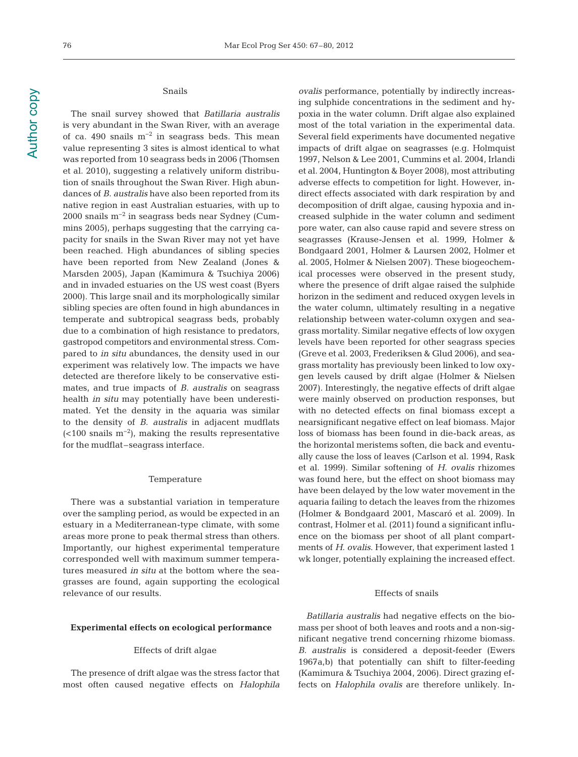### Snails

The snail survey showed that *Batillaria australis* is very abundant in the Swan River, with an average of ca. 490 snails $m^{-2}$ in seagrass beds. This mean value representing 3 sites is almost identical to what was reported from 10 seagrass beds in 2006 (Thomsen et al. 2010), suggesting a relatively uniform distribution of snails throughout the Swan River. High abundances of *B. australis* have also been reported from its native region in east Australian estuaries, with up to 2000 snails $m^{-2}$ in seagrass beds near Sydney (Cummins 2005), perhaps suggesting that the carrying capacity for snails in the Swan River may not yet have been reached. High abundances of sibling species have been reported from New Zealand (Jones & Marsden 2005), Japan (Kamimura & Tsuchiya 2006) and in invaded estuaries on the US west coast (Byers 2000). This large snail and its morphologically similar sibling species are often found in high abundances in temperate and subtropical seagrass beds, probably due to a combination of high resistance to predators, gastropod competitors and environmental stress. Compared to *in situ* abundances, the density used in our experiment was relatively low. The impacts we have detected are therefore likely to be conservative estimates, and true impacts of *B. australis* on seagrass health *in situ* may potentially have been underestimated. Yet the density in the aquaria was similar to the density of *B. australis* in adjacent mudflats (<100 snails $m^{-2}$), making the results representative for the mudflat–seagrass interface.

### Temperature

There was a substantial variation in temperature over the sampling period, as would be expected in an estuary in a Mediterranean-type climate, with some areas more prone to peak thermal stress than others. Importantly, our highest experimental temperature corresponded well with maximum summer temperatures measured *in situ* at the bottom where the seagrasses are found, again supporting the ecological relevance of our results.

## Experimental effects on ecological performance

### Effects of drift algae

The presence of drift algae was the stress factor that most often caused negative effects on *Halophila ovalis* performance, potentially by indirectly increasing sulphide concentrations in the sediment and hypoxia in the water column. Drift algae also explained most of the total variation in the experimental data. Several field experiments have documented negative impacts of drift algae on seagrasses (e.g. Holmquist 1997, Nelson & Lee 2001, Cummins et al. 2004, Irlandi et al. 2004, Huntington & Boyer 2008), most attributing adverse effects to competition for light. However, indirect effects associated with dark respiration by and decomposition of drift algae, causing hypoxia and increased sulphide in the water column and sediment pore water, can also cause rapid and severe stress on seagrasses (Krause-Jensen et al. 1999, Holmer & Bondgaard 2001, Holmer & Laursen 2002, Holmer et al. 2005, Holmer & Nielsen 2007). These biogeochemical processes were observed in the present study, where the presence of drift algae raised the sulphide horizon in the sediment and reduced oxygen levels in the water column, ultimately resulting in a negative relationship between water-column oxygen and seagrass mortality. Similar negative effects of low oxygen levels have been reported for other seagrass species (Greve et al. 2003, Frederiksen & Glud 2006), and seagrass mortality has previously been linked to low oxygen levels caused by drift algae (Holmer & Nielsen 2007). Interestingly, the negative effects of drift algae were mainly observed on production responses, but with no detected effects on final biomass except a nearsignificant negative effect on leaf biomass. Major loss of biomass has been found in die-back areas, as the horizontal meristems soften, die back and eventually cause the loss of leaves (Carlson et al. 1994, Rask et al. 1999). Similar softening of *H. ovalis* rhizomes was found here, but the effect on shoot biomass may have been delayed by the low water movement in the aquaria failing to detach the leaves from the rhizomes (Holmer & Bondgaard 2001, Mascaró et al. 2009). In contrast, Holmer et al. (2011) found a significant influence on the biomass per shoot of all plant compartments of *H. ovalis*. However, that experiment lasted 1 wk longer, potentially explaining the increased effect.

### Effects of snails

*Batillaria australis* had negative effects on the biomass per shoot of both leaves and roots and a non-significant negative trend concerning rhizome biomass. *B. australis* is considered a deposit-feeder (Ewers 1967a,b) that potentially can shift to filter-feeding (Kamimura & Tsuchiya 2004, 2006). Direct grazing effects on *Halophila ovalis* are therefore unlikely. In-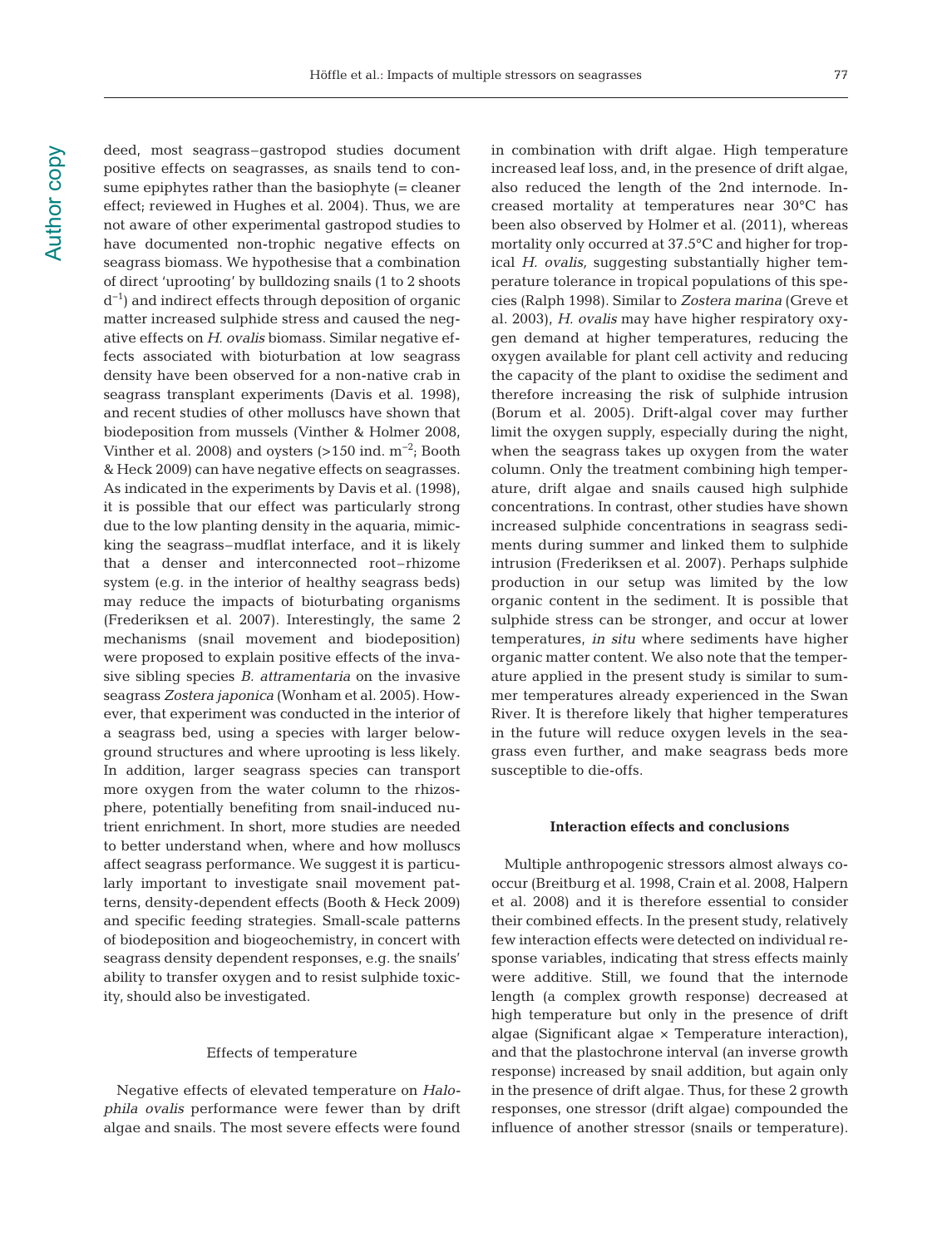deed, most seagrass–gastropod studies document positive effects on seagrasses, as snails tend to consume epiphytes rather than the basiophyte (= cleaner effect; reviewed in Hughes et al. 2004). Thus, we are not aware of other experimental gastropod studies to have documented non-trophic negative effects on seagrass biomass. We hypothesise that a combination of direct 'uprooting' by bulldozing snails (1 to 2 shoots $d^{-1}$) and indirect effects through deposition of organic matter increased sulphide stress and caused the negative effects on *H. ovalis* biomass. Similar negative effects associated with bioturbation at low seagrass density have been observed for a non-native crab in seagrass transplant experiments (Davis et al. 1998), and recent studies of other molluscs have shown that biodeposition from mussels (Vinther & Holmer 2008, Vinther et al. 2008) and oysters (>150 ind. $m^{-2}$; Booth & Heck 2009) can have negative effects on seagrasses. As indicated in the experiments by Davis et al. (1998), it is possible that our effect was particularly strong due to the low planting density in the aquaria, mimicking the seagrass–mudflat interface, and it is likely that a denser and interconnected root–rhizome system (e.g. in the interior of healthy seagrass beds) may reduce the impacts of bioturbating organisms (Frederiksen et al. 2007). Interestingly, the same 2 mechanisms (snail movement and biodeposition) were proposed to explain positive effects of the invasive sibling species *B. attramentaria* on the invasive seagrass *Zostera japonica* (Wonham et al. 2005). However, that experiment was conducted in the interior of a seagrass bed, using a species with larger belowground structures and where uprooting is less likely. In addition, larger seagrass species can transport more oxygen from the water column to the rhizosphere, potentially benefiting from snail-induced nutrient enrichment. In short, more studies are needed to better understand when, where and how molluscs affect seagrass performance. We suggest it is particularly important to investigate snail movement patterns, density-dependent effects (Booth & Heck 2009) and specific feeding strategies. Small-scale patterns of biodeposition and biogeochemistry, in concert with seagrass density dependent responses, e.g. the snails' ability to transfer oxygen and to resist sulphide toxicity, should also be investigated.

### Effects of temperature

Negative effects of elevated temperature on *Halophila ovalis* performance were fewer than by drift algae and snails. The most severe effects were found in combination with drift algae. High temperature increased leaf loss, and, in the presence of drift algae, also reduced the length of the 2nd internode. Increased mortality at temperatures near 30°C has been also observed by Holmer et al. (2011), whereas mortality only occurred at 37.5°C and higher for tropical *H. ovalis,* suggesting substantially higher temperature tolerance in tropical populations of this species (Ralph 1998). Similar to *Zostera marina* (Greve et al. 2003), *H. ovalis* may have higher respiratory oxygen demand at higher temperatures, reducing the oxygen available for plant cell activity and reducing the capacity of the plant to oxidise the sediment and therefore increasing the risk of sulphide intrusion (Borum et al. 2005). Drift-algal cover may further limit the oxygen supply, especially during the night, when the seagrass takes up oxygen from the water column. Only the treatment combining high temperature, drift algae and snails caused high sulphide concentrations. In contrast, other studies have shown increased sulphide concentrations in seagrass sediments during summer and linked them to sulphide intrusion (Frederiksen et al. 2007). Perhaps sulphide production in our setup was limited by the low organic content in the sediment. It is possible that sulphide stress can be stronger, and occur at lower temperatures, *in situ* where sediments have higher organic matter content. We also note that the temperature applied in the present study is similar to summer temperatures already experienced in the Swan River. It is therefore likely that higher temperatures in the future will reduce oxygen levels in the seagrass even further, and make seagrass beds more susceptible to die-offs.

### Interaction effects and conclusions

Multiple anthropogenic stressors almost always cooccur (Breitburg et al. 1998, Crain et al. 2008, Halpern et al. 2008) and it is therefore essential to consider their combined effects. In the present study, relatively few interaction effects were detected on individual response variables, indicating that stress effects mainly were additive. Still, we found that the internode length (a complex growth response) decreased at high temperature but only in the presence of drift algae (Significant algae × Temperature interaction), and that the plastochrone interval (an inverse growth response) increased by snail addition, but again only in the presence of drift algae. Thus, for these 2 growth responses, one stressor (drift algae) compounded the influence of another stressor (snails or temperature).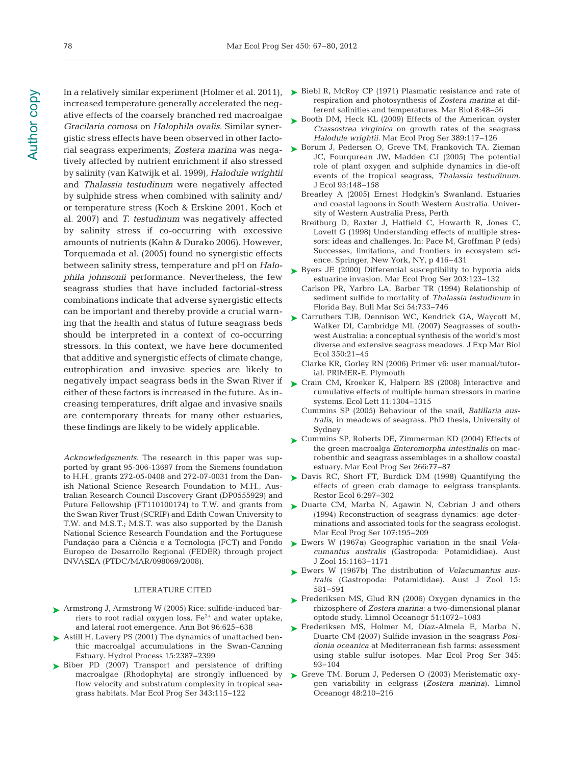In a relatively similar experiment (Holmer et al. 2011), increased temperature generally accelerated the negative effects of the coarsely branched red macroalgae *Gracilaria comosa* on *Halophila ovalis*. Similar synergistic stress effects have been observed in other factorial seagrass experiments; *Zostera marina* was negatively affected by nutrient enrichment if also stressed by salinity (van Katwijk et al. 1999), *Halodule wrightii* and *Thalassia testudinum* were negatively affected by sulphide stress when combined with salinity and/or temperature stress (Koch & Erskine 2001, Koch et al. 2007) and *T. testudinum* was negatively affected by salinity stress if co-occurring with excessive amounts of nutrients (Kahn & Durako 2006). However, Torquemada et al. (2005) found no synergistic effects between salinity stress, temperature and pH on *Halophila johnsonii* performance. Nevertheless, the few seagrass studies that have included factorial-stress combinations indicate that adverse synergistic effects can be important and thereby provide a crucial warning that the health and status of future seagrass beds should be interpreted in a context of co-occurring stressors. In this context, we have here documented that additive and synergistic effects of climate change, eutrophication and invasive species are likely to negatively impact seagrass beds in the Swan River if either of these factors is increased in the future. As increasing temperatures, drift algae and invasive snails are contemporary threats for many other estuaries, these findings are likely to be widely applicable.

*Acknowledgements.* The research in this paper was supported by grant 95-306-13697 from the Siemens foundation to H.H., grants 272-05-0408 and 272-07-0031 from the Danish National Science Research Foundation to M.H., Australian Research Council Discovery Grant (DP0555929) and Future Fellowship (FT110100174) to T.W. and grants from the Swan River Trust (SCRIP) and Edith Cowan University to T.W. and M.S.T.; M.S.T. was also supported by the Danish National Science Research Foundation and the Portuguese Fundação para a Ciência e a Tecnologia (FCT) and Fondo Europeo de Desarrollo Regional (FEDER) through project INVASEA (PTDC/MAR/098069/2008).

## LITERATURE CITED

- Armstrong J, Armstrong W (2005) Rice: sulfide-induced barriers to root radial oxygen loss, $Fe^{2+}$ and water uptake, and lateral root emergence. Ann Bot 96:625–638
- Astill H, Lavery PS (2001) The dynamics of unattached benthic macroalgal accumulations in the Swan-Canning Estuary. Hydrol Process 15:2387–2399
- Biber PD (2007) Transport and persistence of drifting macroalgae (Rhodophyta) are strongly influenced by flow velocity and substratum complexity in tropical seagrass habitats. Mar Ecol Prog Ser 343:115–122
- Biebl R, McRoy CP (1971) Plasmatic resistance and rate of respiration and photosynthesis of *Zostera marina* at different salinities and temperatures. Mar Biol 8:48–56
- Booth DM, Heck KL (2009) Effects of the American oyster *Crassostrea virginica* on growth rates of the seagrass *Halodule wrightii*. Mar Ecol Prog Ser 389:117–126
- Borum J, Pedersen O, Greve TM, Frankovich TA, Zieman JC, Fourqurean JW, Madden CJ (2005) The potential role of plant oxygen and sulphide dynamics in die-off events of the tropical seagrass, *Thalassia testudinum*. J Ecol 93:148–158
- Brearley A (2005) Ernest Hodgkin's Swanland. Estuaries and coastal lagoons in South Western Australia. University of Western Australia Press, Perth
- Breitburg D, Baxter J, Hatfield C, Howarth R, Jones C, Lovett G (1998) Understanding effects of multiple stressors: ideas and challenges. In: Pace M, Groffman P (eds) Successes, limitations, and frontiers in ecosystem science. Springer, New York, NY, p 416–431
- Byers JE (2000) Differential susceptibility to hypoxia aids estuarine invasion. Mar Ecol Prog Ser 203:123–132
- Carlson PR, Yarbro LA, Barber TR (1994) Relationship of sediment sulfide to mortality of *Thalassia testudinum* in Florida Bay. Bull Mar Sci 54:733–746
- Carruthers TJB, Dennison WC, Kendrick GA, Waycott M, Walker DI, Cambridge ML (2007) Seagrasses of southwest Australia: a conceptual synthesis of the world's most diverse and extensive seagrass meadows. J Exp Mar Biol Ecol 350:21–45
- Clarke KR, Gorley RN (2006) Primer v6: user manual/tutorial. PRIMER-E, Plymouth
- Crain CM, Kroeker K, Halpern BS (2008) Interactive and cumulative effects of multiple human stressors in marine systems. Ecol Lett 11:1304–1315
- Cummins SP (2005) Behaviour of the snail, *Batillaria australis*, in meadows of seagrass. PhD thesis, University of Sydney
- Cummins SP, Roberts DE, Zimmerman KD (2004) Effects of the green macroalga *Enteromorpha intestinalis* on macrobenthic and seagrass assemblages in a shallow coastal estuary. Mar Ecol Prog Ser 266:77–87
- Davis RC, Short FT, Burdick DM (1998) Quantifying the effects of green crab damage to eelgrass transplants. Restor Ecol 6:297–302
- Duarte CM, Marba N, Agawin N, Cebrian J and others (1994) Reconstruction of seagrass dynamics: age determinations and associated tools for the seagrass ecologist. Mar Ecol Prog Ser 107:195–209
- Ewers W (1967a) Geographic variation in the snail *Velacumantus australis* (Gastropoda: Potamididiae). Aust J Zool 15:1163–1171
- Ewers W (1967b) The distribution of *Velacumantus australis* (Gastropoda: Potamididae). Aust J Zool 15: 581–591
- Frederiksen MS, Glud RN (2006) Oxygen dynamics in the rhizosphere of *Zostera marina:* a two-dimensional planar optode study. Limnol Oceanogr 51:1072–1083
- Frederiksen MS, Holmer M, Díaz-Almela E, Marba N, Duarte CM (2007) Sulfide invasion in the seagrass *Posidonia oceanica* at Mediterranean fish farms: assessment using stable sulfur isotopes. Mar Ecol Prog Ser 345: 93–104
- Greve TM, Borum J, Pedersen O (2003) Meristematic oxygen variability in eelgrass (*Zostera marina*). Limnol Oceanogr 48:210–216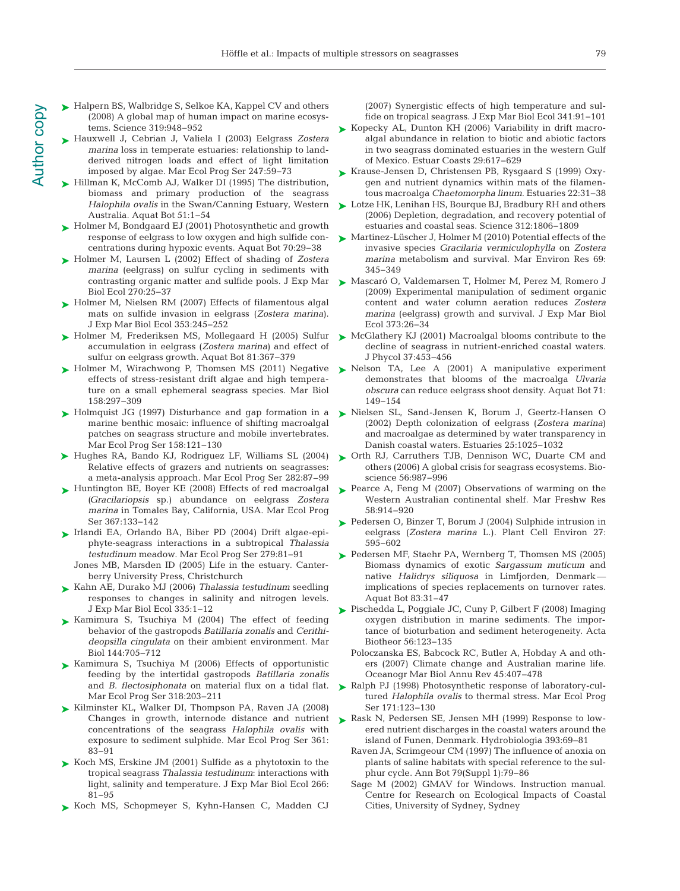Halpern BS, Walbridge S, Selkoe KA, Kappel CV and others (2008) A global map of human impact on marine ecosystems. Science 319:948–952

Hauxwell J, Cebrian J, Valiela I (2003) Eelgrass *Zostera marina* loss in temperate estuaries: relationship to land-derived nitrogen loads and effect of light limitation imposed by algae. Mar Ecol Prog Ser 247:59–73

Hillman K, McComb AJ, Walker DI (1995) The distribution, biomass and primary production of the seagrass *Halophila ovalis* in the Swan/Canning Estuary, Western Australia. Aquat Bot 51:1–54

Holmer M, Bondgaard EJ (2001) Photosynthetic and growth response of eelgrass to low oxygen and high sulfide concentrations during hypoxic events. Aquat Bot 70:29–38

Holmer M, Laursen L (2002) Effect of shading of *Zostera marina* (eelgrass) on sulfur cycling in sediments with contrasting organic matter and sulfide pools. J Exp Mar Biol Ecol 270:25–37

Holmer M, Nielsen RM (2007) Effects of filamentous algal mats on sulfide invasion in eelgrass (*Zostera marina*). J Exp Mar Biol Ecol 353:245–252

Holmer M, Frederiksen MS, Mollegaard H (2005) Sulfur accumulation in eelgrass (*Zostera marina*) and effect of sulfur on eelgrass growth. Aquat Bot 81:367–379

Holmer M, Wirachwong P, Thomsen MS (2011) Negative effects of stress-resistant drift algae and high temperature on a small ephemeral seagrass species. Mar Biol 158:297–309

Holmquist JG (1997) Disturbance and gap formation in a marine benthic mosaic: influence of shifting macroalgal patches on seagrass structure and mobile invertebrates. Mar Ecol Prog Ser 158:121–130

Hughes RA, Bando KJ, Rodriguez LF, Williams SL (2004) Relative effects of grazers and nutrients on seagrasses: a meta-analysis approach. Mar Ecol Prog Ser 282:87–99

Huntington BE, Boyer KE (2008) Effects of red macroalgal (*Gracilariopsis* sp.) abundance on eelgrass *Zostera marina* in Tomales Bay, California, USA. Mar Ecol Prog Ser 367:133–142

Irlandi EA, Orlando BA, Biber PD (2004) Drift algae-epiphyte-seagrass interactions in a subtropical *Thalassia testudinum* meadow. Mar Ecol Prog Ser 279:81–91

Jones MB, Marsden ID (2005) Life in the estuary. Canterberry University Press, Christchurch

Kahn AE, Durako MJ (2006) *Thalassia testudinum* seedling responses to changes in salinity and nitrogen levels. J Exp Mar Biol Ecol 335:1–12

Kamimura S, Tsuchiya M (2004) The effect of feeding behavior of the gastropods *Batillaria zonalis* and *Cerithideopsilla cingulata* on their ambient environment. Mar Biol 144:705–712

Kamimura S, Tsuchiya M (2006) Effects of opportunistic feeding by the intertidal gastropods *Batillaria zonalis* and *B. flectosiphonata* on material flux on a tidal flat. Mar Ecol Prog Ser 318:203–211

Kilminster KL, Walker DI, Thompson PA, Raven JA (2008) Changes in growth, internode distance and nutrient concentrations of the seagrass *Halophila ovalis* with exposure to sediment sulphide. Mar Ecol Prog Ser 361: 83–91

Koch MS, Erskine JM (2001) Sulfide as a phytotoxin to the tropical seagrass *Thalassia testudinum*: interactions with light, salinity and temperature. J Exp Mar Biol Ecol 266: 81–95

Koch MS, Schopmeyer S, Kyhn-Hansen C, Madden CJ (2007) Synergistic effects of high temperature and sulfide on tropical seagrass. J Exp Mar Biol Ecol 341:91–101

Kopecky AL, Dunton KH (2006) Variability in drift macroalgal abundance in relation to biotic and abiotic factors in two seagrass dominated estuaries in the western Gulf of Mexico. Estuar Coasts 29:617–629

Krause-Jensen D, Christensen PB, Rysgaard S (1999) Oxygen and nutrient dynamics within mats of the filamentous macroalga *Chaetomorpha linum*. Estuaries 22:31–38

Lotze HK, Lenihan HS, Bourque BJ, Bradbury RH and others (2006) Depletion, degradation, and recovery potential of estuaries and coastal seas. Science 312:1806–1809

Martinez-Lüscher J, Holmer M (2010) Potential effects of the invasive species *Gracilaria vermiculophylla* on *Zostera marina* metabolism and survival. Mar Environ Res 69: 345–349

Mascaró O, Valdemarsen T, Holmer M, Perez M, Romero J (2009) Experimental manipulation of sediment organic content and water column aeration reduces *Zostera marina* (eelgrass) growth and survival. J Exp Mar Biol Ecol 373:26–34

McGlathery KJ (2001) Macroalgal blooms contribute to the decline of seagrass in nutrient-enriched coastal waters. J Phycol 37:453–456

Nelson TA, Lee A (2001) A manipulative experiment demonstrates that blooms of the macroalga *Ulvaria obscura* can reduce eelgrass shoot density. Aquat Bot 71: 149–154

Nielsen SL, Sand-Jensen K, Borum J, Geertz-Hansen O (2002) Depth colonization of eelgrass (*Zostera marina*) and macroalgae as determined by water transparency in Danish coastal waters. Estuaries 25:1025–1032

Orth RJ, Carruthers TJB, Dennison WC, Duarte CM and others (2006) A global crisis for seagrass ecosystems. Bioscience 56:987–996

Pearce A, Feng M (2007) Observations of warming on the Western Australian continental shelf. Mar Freshw Res 58:914–920

Pedersen O, Binzer T, Borum J (2004) Sulphide intrusion in eelgrass (*Zostera marina* L.). Plant Cell Environ 27: 595–602

Pedersen MF, Staehr PA, Wernberg T, Thomsen MS (2005) Biomass dynamics of exotic *Sargassum muticum* and native *Halidrys siliquosa* in Limfjorden, Denmark—implications of species replacements on turnover rates. Aquat Bot 83:31–47

Pischedda L, Poggiale JC, Cuny P, Gilbert F (2008) Imaging oxygen distribution in marine sediments. The importance of bioturbation and sediment heterogeneity. Acta Biotheor 56:123–135

Poloczanska ES, Babcock RC, Butler A, Hobday A and others (2007) Climate change and Australian marine life. Oceanogr Mar Biol Annu Rev 45:407–478

Ralph PJ (1998) Photosynthetic response of laboratory-cultured *Halophila ovalis* to thermal stress. Mar Ecol Prog Ser 171:123–130

Rask N, Pedersen SE, Jensen MH (1999) Response to lowered nutrient discharges in the coastal waters around the island of Funen, Denmark. Hydrobiologia 393:69–81

Raven JA, Scrimgeour CM (1997) The influence of anoxia on plants of saline habitats with special reference to the sulphur cycle. Ann Bot 79(Suppl 1):79–86

Sage M (2002) GMAV for Windows. Instruction manual. Centre for Research on Ecological Impacts of Coastal Cities, University of Sydney, Sydney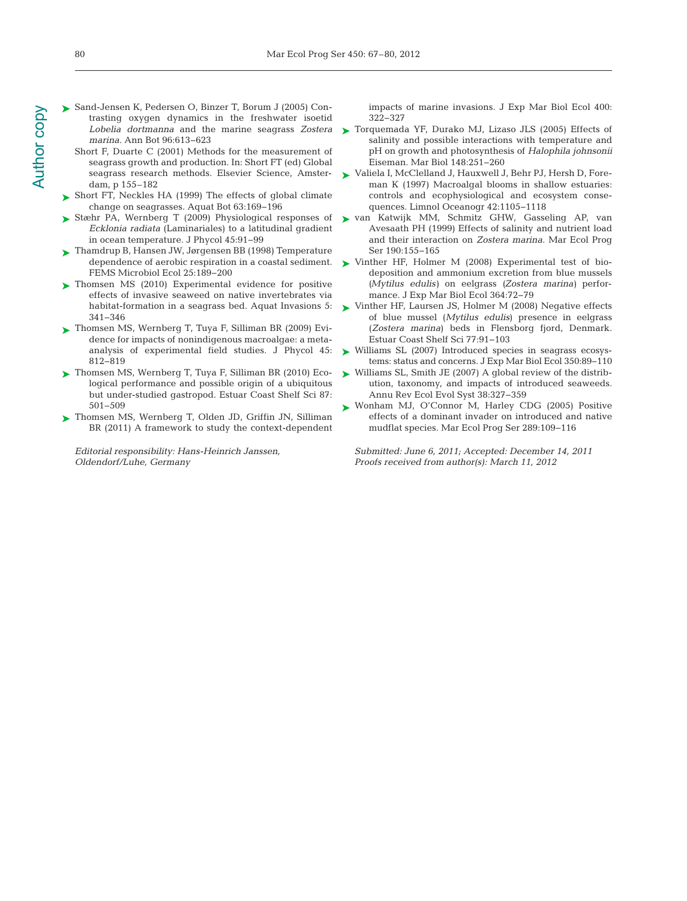Sand-Jensen K, Pedersen O, Binzer T, Borum J (2005) Contrasting oxygen dynamics in the freshwater isoetid *Lobelia dortmanna* and the marine seagrass *Zostera marina*. Ann Bot 96:613–623

Short F, Duarte C (2001) Methods for the measurement of seagrass growth and production. In: Short FT (ed) Global seagrass research methods. Elsevier Science, Amsterdam, p 155–182

Short FT, Neckles HA (1999) The effects of global climate change on seagrasses. Aquat Bot 63:169–196

Stæhr PA, Wernberg T (2009) Physiological responses of *Ecklonia radiata* (Laminariales) to a latitudinal gradient in ocean temperature. J Phycol 45:91–99

Thamdrup B, Hansen JW, Jørgensen BB (1998) Temperature dependence of aerobic respiration in a coastal sediment. FEMS Microbiol Ecol 25:189–200

Thomsen MS (2010) Experimental evidence for positive effects of invasive seaweed on native invertebrates via habitat-formation in a seagrass bed. Aquat Invasions 5: 341–346

Thomsen MS, Wernberg T, Tuya F, Silliman BR (2009) Evidence for impacts of nonindigenous macroalgae: a meta-analysis of experimental field studies. J Phycol 45: 812–819

Thomsen MS, Wernberg T, Tuya F, Silliman BR (2010) Ecological performance and possible origin of a ubiquitous but under-studied gastropod. Estuar Coast Shelf Sci 87: 501–509

Thomsen MS, Wernberg T, Olden JD, Griffin JN, Silliman BR (2011) A framework to study the context-dependent impacts of marine invasions. J Exp Mar Biol Ecol 400: 322–327

Torquemada YF, Durako MJ, Lizaso JLS (2005) Effects of salinity and possible interactions with temperature and pH on growth and photosynthesis of *Halophila johnsonii* Eiseman. Mar Biol 148:251–260

Valiela I, McClelland J, Hauxwell J, Behr PJ, Hersh D, Foreman K (1997) Macroalgal blooms in shallow estuaries: controls and ecophysiological and ecosystem consequences. Limnol Oceanogr 42:1105–1118

van Katwijk MM, Schmitz GHW, Gasseling AP, van Avesaath PH (1999) Effects of salinity and nutrient load and their interaction on *Zostera marina*. Mar Ecol Prog Ser 190:155–165

Vinther HF, Holmer M (2008) Experimental test of biodeposition and ammonium excretion from blue mussels (*Mytilus edulis*) on eelgrass (*Zostera marina*) performance. J Exp Mar Biol Ecol 364:72–79

Vinther HF, Laursen JS, Holmer M (2008) Negative effects of blue mussel (*Mytilus edulis*) presence in eelgrass (*Zostera marina*) beds in Flensborg fjord, Denmark. Estuar Coast Shelf Sci 77:91–103

Williams SL (2007) Introduced species in seagrass ecosystems: status and concerns. J Exp Mar Biol Ecol 350:89–110

Williams SL, Smith JE (2007) A global review of the distribution, taxonomy, and impacts of introduced seaweeds. Annu Rev Ecol Evol Syst 38:327–359

Wonham MJ, O'Connor M, Harley CDG (2005) Positive effects of a dominant invader on introduced and native mudflat species. Mar Ecol Prog Ser 289:109–116

*Editorial responsibility: Hans-Heinrich Janssen, Oldendorf/Luhe, Germany*

*Submitted: June 6, 2011; Accepted: December 14, 2011*
*Proofs received from author(s): March 11, 2012*